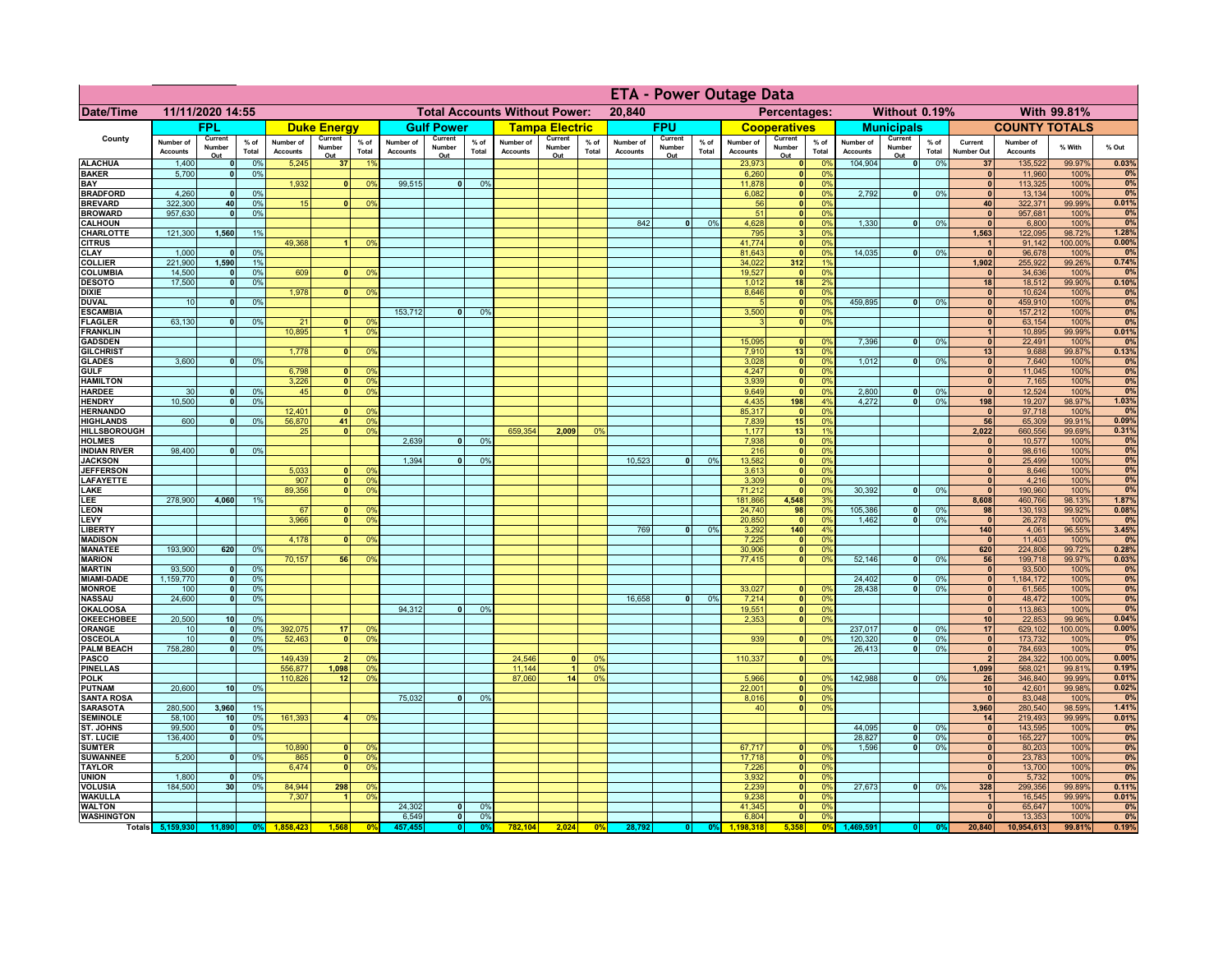# ETA - Power Outage Data

| Date/Time | 11/11/2020 14:55 | | | | | Total Accounts Without Power: | | | 20,840 | | | | | | Percentages: | | | Without 0.19% | | | With 99.81% | | | |
|---|---|---|---|---|---|---|---|---|---|---|---|---|---|---|---|---|---|---|---|---|---|---|---|---|
| County | FPL | | | Duke Energy | | | Gulf Power | | | Tampa Electric | | | FPU | | | Cooperatives | | | Municipals | | | COUNTY TOTALS | | | |
| | Number of Accounts | Current Number Out | % of Total | Number of Accounts | Current Number Out | % of Total | Number of Accounts | Current Number Out | % of Total | Number of Accounts | Current Number Out | % of Total | Number of Accounts | Current Number Out | % of Total | Number of Accounts | Current Number Out | % of Total | Number of Accounts | Current Number Out | % of Total | Current Number Out | Number of Accounts | % With | % Out |
| ALACHUA | 1,400 | 0 | 0% | 5,245 | 37 | 1% | | | | | | | | | | 23,973 | 0 | 0% | 104,904 | 0 | 0% | 37 | 135,522 | 99.97% | 0.03% |
| BAKER | 5,700 | 0 | 0% | | | | | | | | | | | | | 6,260 | 0 | 0% | | | | 0 | 11,960 | 100% | 0% |
| BAY | | | | 1,932 | 0 | 0% | 99,515 | 0 | 0% | | | | | | | 11,878 | 0 | 0% | | | | 0 | 113,325 | 100% | 0% |
| BRADFORD | 4,260 | 0 | 0% | | | | | | | | | | | | | 6,082 | 0 | 0% | 2,792 | 0 | 0% | 0 | 13,134 | 100% | 0% |
| BREVARD | 322,300 | 40 | 0% | 15 | 0 | 0% | | | | | | | | | | 56 | 0 | 0% | | | | 40 | 322,371 | 99.99% | 0.01% |
| BROWARD | 957,630 | 0 | 0% | | | | | | | | | | | | | 51 | 0 | 0% | | | | 0 | 957,681 | 100% | 0% |
| CALHOUN | | | | | | | | | | | | | 842 | 0 | 0% | 4,628 | 0 | 0% | 1,330 | 0 | 0% | 0 | 6,800 | 100% | 0% |
| CHARLOTTE | 121,300 | 1,560 | 1% | | | | | | | | | | | | | 795 | 3 | 0% | | | | 1,563 | 122,095 | 98.72% | 1.28% |
| CITRUS | | | | 49,368 | 1 | 0% | | | | | | | | | | 41,774 | 0 | 0% | | | | 1 | 91,142 | 100.00% | 0.00% |
| CLAY | 1,000 | 0 | 0% | | | | | | | | | | | | | 81,643 | 0 | 0% | 14,035 | 0 | 0% | 0 | 96,678 | 100% | 0% |
| COLLIER | 221,900 | 1,590 | 1% | | | | | | | | | | | | | 34,022 | 312 | 1% | | | | 1,902 | 255,922 | 99.26% | 0.74% |
| COLUMBIA | 14,500 | 0 | 0% | 609 | 0 | 0% | | | | | | | | | | 19,527 | 0 | 0% | | | | 0 | 34,636 | 100% | 0% |
| DESOTO | 17,500 | 0 | 0% | | | | | | | | | | | | | 1,012 | 18 | 2% | | | | 18 | 18,512 | 99.90% | 0.10% |
| DIXIE | | | | 1,978 | 0 | 0% | | | | | | | | | | 8,646 | 0 | 0% | | | | 0 | 10,624 | 100% | 0% |
| DUVAL | 10 | 0 | 0% | | | | | | | | | | | | | 5 | 0 | 0% | 459,895 | 0 | 0% | 0 | 459,910 | 100% | 0% |
| ESCAMBIA | | | | | | | 153,712 | 0 | 0% | | | | | | | 3,500 | 0 | 0% | | | | 0 | 157,212 | 100% | 0% |
| FLAGLER | 63,130 | 0 | 0% | 21 | 0 | 0% | | | | | | | | | | 3 | 0 | 0% | | | | 0 | 63,154 | 100% | 0% |
| FRANKLIN | | | | 10,895 | 1 | 0% | | | | | | | | | | | | | | | | 1 | 10,895 | 99.99% | 0.01% |
| GADSDEN | | | | | | | | | | | | | | | | 15,095 | 0 | 0% | 7,396 | 0 | 0% | 0 | 22,491 | 100% | 0% |
| GILCHRIST | | | | 1,778 | 0 | 0% | | | | | | | | | | 7,910 | 13 | 0% | | | | 13 | 9,688 | 99.87% | 0.13% |
| GLADES | 3,600 | 0 | 0% | | | | | | | | | | | | | 3,028 | 0 | 0% | 1,012 | 0 | 0% | 0 | 7,640 | 100% | 0% |
| GULF | | | | 6,798 | 0 | 0% | | | | | | | | | | 4,247 | 0 | 0% | | | | 0 | 11,045 | 100% | 0% |
| HAMILTON | | | | 3,226 | 0 | 0% | | | | | | | | | | 3,939 | 0 | 0% | | | | 0 | 7,165 | 100% | 0% |
| HARDEE | 30 | 0 | 0% | 45 | 0 | 0% | | | | | | | | | | 9,649 | 0 | 0% | 2,800 | 0 | 0% | 0 | 12,524 | 100% | 0% |
| HENDRY | 10,500 | 0 | 0% | | | | | | | | | | | | | 4,435 | 198 | 4% | 4,272 | 0 | 0% | 198 | 19,207 | 98.97% | 1.03% |
| HERNANDO | | | | 12,401 | 0 | 0% | | | | | | | | | | 85,317 | 0 | 0% | | | | 0 | 97,718 | 100% | 0% |
| HIGHLANDS | 600 | 0 | 0% | 56,870 | 41 | 0% | | | | | | | | | | 7,839 | 15 | 0% | | | | 56 | 65,309 | 99.91% | 0.09% |
| HILLSBOROUGH | | | | 25 | 0 | 0% | | | | 659,354 | 2,009 | 0% | | | | 1,177 | 13 | 1% | | | | 2,022 | 660,556 | 99.69% | 0.31% |
| HOLMES | | | | | | | 2,639 | 0 | 0% | | | | | | | 7,938 | 0 | 0% | | | | 0 | 10,577 | 100% | 0% |
| INDIAN RIVER | 98,400 | 0 | 0% | | | | | | | | | | | | | 216 | 0 | 0% | | | | 0 | 98,616 | 100% | 0% |
| JACKSON | | | | | | | 1,394 | 0 | 0% | | | | 10,523 | 0 | 0% | 13,582 | 0 | 0% | | | | 0 | 25,499 | 100% | 0% |
| JEFFERSON | | | | 5,033 | 0 | 0% | | | | | | | | | | 3,613 | 0 | 0% | | | | 0 | 8,646 | 100% | 0% |
| LAFAYETTE | | | | 907 | 0 | 0% | | | | | | | | | | 3,309 | 0 | 0% | | | | 0 | 4,216 | 100% | 0% |
| LAKE | | | | 89,356 | 0 | 0% | | | | | | | | | | 71,212 | 0 | 0% | 30,392 | 0 | 0% | 0 | 190,960 | 100% | 0% |
| LEE | 278,900 | 4,060 | 1% | | | | | | | | | | | | | 181,866 | 4,548 | 3% | | | | 8,608 | 460,766 | 98.13% | 1.87% |
| LEON | | | | 67 | 0 | 0% | | | | | | | | | | 24,740 | 98 | 0% | 105,386 | 0 | 0% | 98 | 130,193 | 99.92% | 0.08% |
| LEVY | | | | 3,966 | 0 | 0% | | | | | | | | | | 20,850 | 0 | 0% | 1,462 | 0 | 0% | 0 | 26,278 | 100% | 0% |
| LIBERTY | | | | | | | | | | | | | 769 | 0 | 0% | 3,292 | 140 | 4% | | | | 140 | 4,061 | 96.55% | 3.45% |
| MADISON | | | | 4,178 | 0 | 0% | | | | | | | | | | 7,225 | 0 | 0% | | | | 0 | 11,403 | 100% | 0% |
| MANATEE | 193,900 | 620 | 0% | | | | | | | | | | | | | 30,906 | 0 | 0% | | | | 620 | 224,806 | 99.72% | 0.28% |
| MARION | | | | 70,157 | 56 | 0% | | | | | | | | | | 77,415 | 0 | 0% | 52,146 | 0 | 0% | 56 | 199,718 | 99.97% | 0.03% |
| MARTIN | 93,500 | 0 | 0% | | | | | | | | | | | | | | | | | | | 0 | 93,500 | 100% | 0% |
| MIAMI-DADE | 1,159,770 | 0 | 0% | | | | | | | | | | | | | | | | 24,402 | 0 | 0% | 0 | 1,184,172 | 100% | 0% |
| MONROE | 100 | 0 | 0% | | | | | | | | | | | | | 33,027 | 0 | 0% | 28,438 | 0 | 0% | 0 | 61,565 | 100% | 0% |
| NASSAU | 24,600 | 0 | 0% | | | | | | | | | | 16,658 | 0 | 0% | 7,214 | 0 | 0% | | | | 0 | 48,472 | 100% | 0% |
| OKALOOSA | | | | | | | 94,312 | 0 | 0% | | | | | | | 19,551 | 0 | 0% | | | | 0 | 113,863 | 100% | 0% |
| OKEECHOBEE | 20,500 | 10 | 0% | | | | | | | | | | | | | 2,353 | 0 | 0% | | | | 10 | 22,853 | 99.96% | 0.04% |
| ORANGE | 10 | 0 | 0% | 392,075 | 17 | 0% | | | | | | | | | | | | | 237,017 | 0 | 0% | 17 | 629,102 | 100.00% | 0.00% |
| OSCEOLA | 10 | 0 | 0% | 52,463 | 0 | 0% | | | | | | | | | | 939 | 0 | 0% | 120,320 | 0 | 0% | 0 | 173,732 | 100% | 0% |
| PALM BEACH | 758,280 | 0 | 0% | | | | | | | | | | | | | | | | 26,413 | 0 | 0% | 0 | 784,693 | 100% | 0% |
| PASCO | | | | 149,439 | 2 | 0% | | | | 24,546 | 0 | 0% | | | | 110,337 | 0 | 0% | | | | 2 | 284,322 | 100.00% | 0.00% |
| PINELLAS | | | | 556,877 | 1,098 | 0% | | | | 11,144 | 1 | 0% | | | | | | | | | | 1,099 | 568,021 | 99.81% | 0.19% |
| POLK | | | | 110,826 | 12 | 0% | | | | 87,060 | 14 | 0% | | | | 5,966 | 0 | 0% | 142,988 | 0 | 0% | 26 | 346,840 | 99.99% | 0.01% |
| PUTNAM | 20,600 | 10 | 0% | | | | | | | | | | | | | 22,001 | 0 | 0% | | | | 10 | 42,601 | 99.98% | 0.02% |
| SANTA ROSA | | | | | | | 75,032 | 0 | 0% | | | | | | | 8,016 | 0 | 0% | | | | 0 | 83,048 | 100% | 0% |
| SARASOTA | 280,500 | 3,960 | 1% | | | | | | | | | | | | | 40 | 0 | 0% | | | | 3,960 | 280,540 | 98.59% | 1.41% |
| SEMINOLE | 58,100 | 10 | 0% | 161,393 | 4 | 0% | | | | | | | | | | | | | | | | 14 | 219,493 | 99.99% | 0.01% |
| ST. JOHNS | 99,500 | 0 | 0% | | | | | | | | | | | | | | | | 44,095 | 0 | 0% | 0 | 143,595 | 100% | 0% |
| ST. LUCIE | 136,400 | 0 | 0% | | | | | | | | | | | | | | | | 28,827 | 0 | 0% | 0 | 165,227 | 100% | 0% |
| SUMTER | | | | 10,890 | 0 | 0% | | | | | | | | | | 67,717 | 0 | 0% | 1,596 | 0 | 0% | 0 | 80,203 | 100% | 0% |
| SUWANNEE | 5,200 | 0 | 0% | 865 | 0 | 0% | | | | | | | | | | 17,718 | 0 | 0% | | | | 0 | 23,783 | 100% | 0% |
| TAYLOR | | | | 6,474 | 0 | 0% | | | | | | | | | | 7,226 | 0 | 0% | | | | 0 | 13,700 | 100% | 0% |
| UNION | 1,800 | 0 | 0% | | | | | | | | | | | | | 3,932 | 0 | 0% | | | | 0 | 5,732 | 100% | 0% |
| VOLUSIA | 184,500 | 30 | 0% | 84,944 | 298 | 0% | | | | | | | | | | 2,239 | 0 | 0% | 27,673 | 0 | 0% | 328 | 299,356 | 99.89% | 0.11% |
| WAKULLA | | | | 7,307 | 1 | 0% | | | | | | | | | | 9,238 | 0 | 0% | | | | 1 | 16,545 | 99.99% | 0.01% |
| WALTON | | | | | | | 24,302 | 0 | 0% | | | | | | | 41,345 | 0 | 0% | | | | 0 | 65,647 | 100% | 0% |
| WASHINGTON | | | | | | | 6,549 | 0 | 0% | | | | | | | 6,804 | 0 | 0% | | | | 0 | 13,353 | 100% | 0% |
| Totals | 5,159,930 | 11,890 | 0% | 1,858,423 | 1,568 | 0% | 457,455 | 0 | 0% | 782,104 | 2,024 | 0% | 28,792 | 0 | 0% | 1,198,318 | 5,358 | 0% | 1,469,591 | 0 | 0% | 20,840 | 10,954,613 | 99.81% | 0.19% |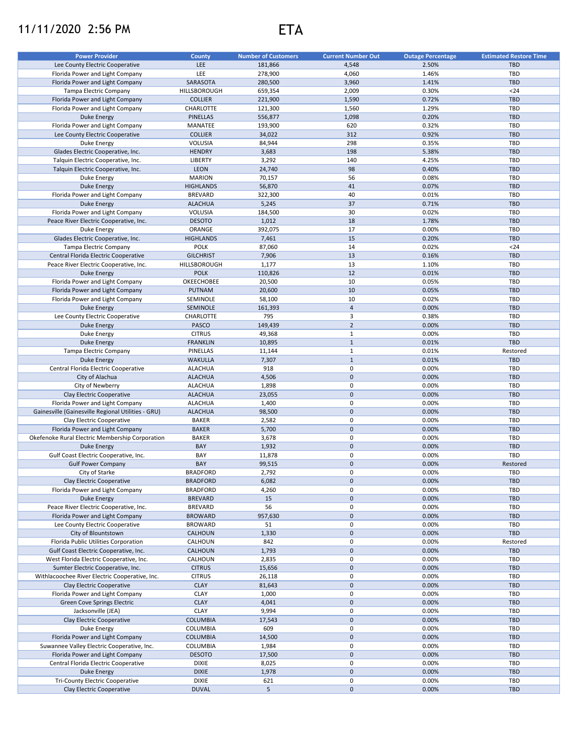# 11/11/2020 2:56 PM

# ETA

| Power Provider | County | Number of Customers | Current Number Out | Outage Percentage | Estimated Restore Time |
|---|---|---|---|---|---|
| Lee County Electric Cooperative | LEE | 181,866 | 4,548 | 2.50% | TBD |
| Florida Power and Light Company | LEE | 278,900 | 4,060 | 1.46% | TBD |
| Florida Power and Light Company | SARASOTA | 280,500 | 3,960 | 1.41% | TBD |
| Tampa Electric Company | HILLSBOROUGH | 659,354 | 2,009 | 0.30% | <24 |
| Florida Power and Light Company | COLLIER | 221,900 | 1,590 | 0.72% | TBD |
| Florida Power and Light Company | CHARLOTTE | 121,300 | 1,560 | 1.29% | TBD |
| Duke Energy | PINELLAS | 556,877 | 1,098 | 0.20% | TBD |
| Florida Power and Light Company | MANATEE | 193,900 | 620 | 0.32% | TBD |
| Lee County Electric Cooperative | COLLIER | 34,022 | 312 | 0.92% | TBD |
| Duke Energy | VOLUSIA | 84,944 | 298 | 0.35% | TBD |
| Glades Electric Cooperative, Inc. | HENDRY | 3,683 | 198 | 5.38% | TBD |
| Talquin Electric Cooperative, Inc. | LIBERTY | 3,292 | 140 | 4.25% | TBD |
| Talquin Electric Cooperative, Inc. | LEON | 24,740 | 98 | 0.40% | TBD |
| Duke Energy | MARION | 70,157 | 56 | 0.08% | TBD |
| Duke Energy | HIGHLANDS | 56,870 | 41 | 0.07% | TBD |
| Florida Power and Light Company | BREVARD | 322,300 | 40 | 0.01% | TBD |
| Duke Energy | ALACHUA | 5,245 | 37 | 0.71% | TBD |
| Florida Power and Light Company | VOLUSIA | 184,500 | 30 | 0.02% | TBD |
| Peace River Electric Cooperative, Inc. | DESOTO | 1,012 | 18 | 1.78% | TBD |
| Duke Energy | ORANGE | 392,075 | 17 | 0.00% | TBD |
| Glades Electric Cooperative, Inc. | HIGHLANDS | 7,461 | 15 | 0.20% | TBD |
| Tampa Electric Company | POLK | 87,060 | 14 | 0.02% | <24 |
| Central Florida Electric Cooperative | GILCHRIST | 7,906 | 13 | 0.16% | TBD |
| Peace River Electric Cooperative, Inc. | HILLSBOROUGH | 1,177 | 13 | 1.10% | TBD |
| Duke Energy | POLK | 110,826 | 12 | 0.01% | TBD |
| Florida Power and Light Company | OKEECHOBEE | 20,500 | 10 | 0.05% | TBD |
| Florida Power and Light Company | PUTNAM | 20,600 | 10 | 0.05% | TBD |
| Florida Power and Light Company | SEMINOLE | 58,100 | 10 | 0.02% | TBD |
| Duke Energy | SEMINOLE | 161,393 | 4 | 0.00% | TBD |
| Lee County Electric Cooperative | CHARLOTTE | 795 | 3 | 0.38% | TBD |
| Duke Energy | PASCO | 149,439 | 2 | 0.00% | TBD |
| Duke Energy | CITRUS | 49,368 | 1 | 0.00% | TBD |
| Duke Energy | FRANKLIN | 10,895 | 1 | 0.01% | TBD |
| Tampa Electric Company | PINELLAS | 11,144 | 1 | 0.01% | Restored |
| Duke Energy | WAKULLA | 7,307 | 1 | 0.01% | TBD |
| Central Florida Electric Cooperative | ALACHUA | 918 | 0 | 0.00% | TBD |
| City of Alachua | ALACHUA | 4,506 | 0 | 0.00% | TBD |
| City of Newberry | ALACHUA | 1,898 | 0 | 0.00% | TBD |
| Clay Electric Cooperative | ALACHUA | 23,055 | 0 | 0.00% | TBD |
| Florida Power and Light Company | ALACHUA | 1,400 | 0 | 0.00% | TBD |
| Gainesville (Gainesville Regional Utilities - GRU) | ALACHUA | 98,500 | 0 | 0.00% | TBD |
| Clay Electric Cooperative | BAKER | 2,582 | 0 | 0.00% | TBD |
| Florida Power and Light Company | BAKER | 5,700 | 0 | 0.00% | TBD |
| Okefenoke Rural Electric Membership Corporation | BAKER | 3,678 | 0 | 0.00% | TBD |
| Duke Energy | BAY | 1,932 | 0 | 0.00% | TBD |
| Gulf Coast Electric Cooperative, Inc. | BAY | 11,878 | 0 | 0.00% | TBD |
| Gulf Power Company | BAY | 99,515 | 0 | 0.00% | Restored |
| City of Starke | BRADFORD | 2,792 | 0 | 0.00% | TBD |
| Clay Electric Cooperative | BRADFORD | 6,082 | 0 | 0.00% | TBD |
| Florida Power and Light Company | BRADFORD | 4,260 | 0 | 0.00% | TBD |
| Duke Energy | BREVARD | 15 | 0 | 0.00% | TBD |
| Peace River Electric Cooperative, Inc. | BREVARD | 56 | 0 | 0.00% | TBD |
| Florida Power and Light Company | BROWARD | 957,630 | 0 | 0.00% | TBD |
| Lee County Electric Cooperative | BROWARD | 51 | 0 | 0.00% | TBD |
| City of Blountstown | CALHOUN | 1,330 | 0 | 0.00% | TBD |
| Florida Public Utilities Corporation | CALHOUN | 842 | 0 | 0.00% | Restored |
| Gulf Coast Electric Cooperative, Inc. | CALHOUN | 1,793 | 0 | 0.00% | TBD |
| West Florida Electric Cooperative, Inc. | CALHOUN | 2,835 | 0 | 0.00% | TBD |
| Sumter Electric Cooperative, Inc. | CITRUS | 15,656 | 0 | 0.00% | TBD |
| Withlacoochee River Electric Cooperative, Inc. | CITRUS | 26,118 | 0 | 0.00% | TBD |
| Clay Electric Cooperative | CLAY | 81,643 | 0 | 0.00% | TBD |
| Florida Power and Light Company | CLAY | 1,000 | 0 | 0.00% | TBD |
| Green Cove Springs Electric | CLAY | 4,041 | 0 | 0.00% | TBD |
| Jacksonville (JEA) | CLAY | 9,994 | 0 | 0.00% | TBD |
| Clay Electric Cooperative | COLUMBIA | 17,543 | 0 | 0.00% | TBD |
| Duke Energy | COLUMBIA | 609 | 0 | 0.00% | TBD |
| Florida Power and Light Company | COLUMBIA | 14,500 | 0 | 0.00% | TBD |
| Suwannee Valley Electric Cooperative, Inc. | COLUMBIA | 1,984 | 0 | 0.00% | TBD |
| Florida Power and Light Company | DESOTO | 17,500 | 0 | 0.00% | TBD |
| Central Florida Electric Cooperative | DIXIE | 8,025 | 0 | 0.00% | TBD |
| Duke Energy | DIXIE | 1,978 | 0 | 0.00% | TBD |
| Tri-County Electric Cooperative | DIXIE | 621 | 0 | 0.00% | TBD |
| Clay Electric Cooperative | DUVAL | 5 | 0 | 0.00% | TBD |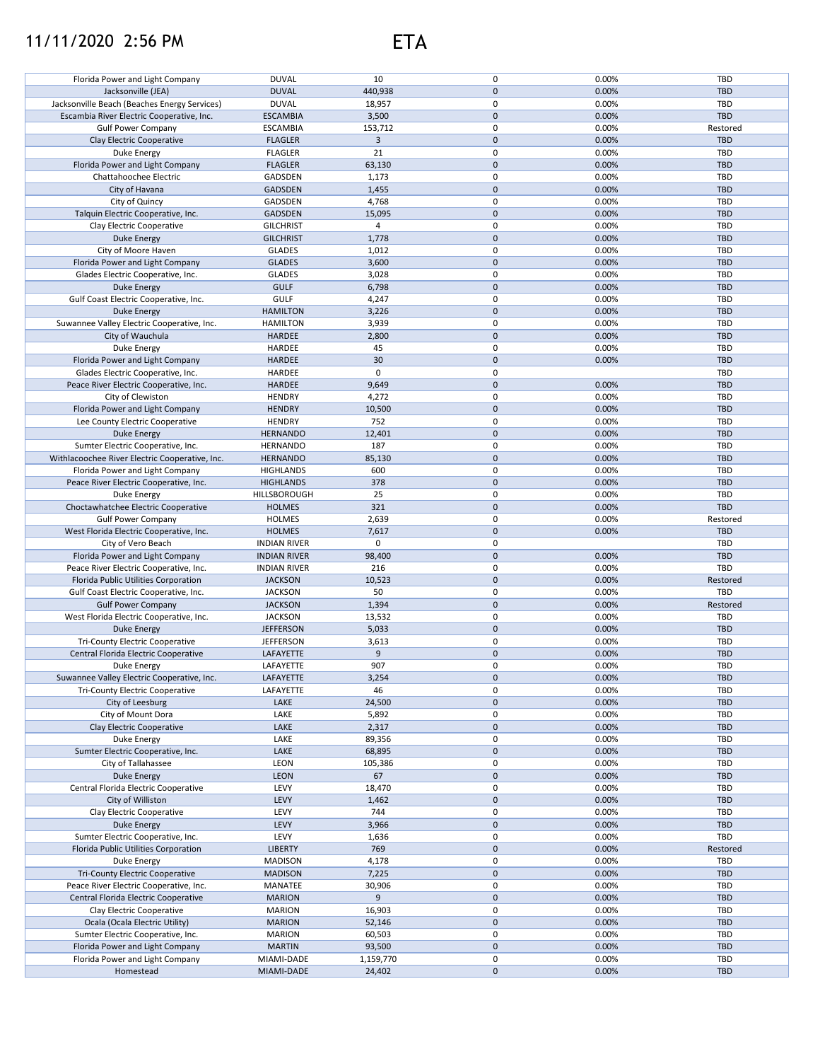# 11/11/2020 2:56 PM ETA

| | | | | | |
|---|---|---|---|---|---|
| Florida Power and Light Company | DUVAL | 10 | 0 | 0.00% | TBD |
| Jacksonville (JEA) | DUVAL | 440,938 | 0 | 0.00% | TBD |
| Jacksonville Beach (Beaches Energy Services) | DUVAL | 18,957 | 0 | 0.00% | TBD |
| Escambia River Electric Cooperative, Inc. | ESCAMBIA | 3,500 | 0 | 0.00% | TBD |
| Gulf Power Company | ESCAMBIA | 153,712 | 0 | 0.00% | Restored |
| Clay Electric Cooperative | FLAGLER | 3 | 0 | 0.00% | TBD |
| Duke Energy | FLAGLER | 21 | 0 | 0.00% | TBD |
| Florida Power and Light Company | FLAGLER | 63,130 | 0 | 0.00% | TBD |
| Chattahoochee Electric | GADSDEN | 1,173 | 0 | 0.00% | TBD |
| City of Havana | GADSDEN | 1,455 | 0 | 0.00% | TBD |
| City of Quincy | GADSDEN | 4,768 | 0 | 0.00% | TBD |
| Talquin Electric Cooperative, Inc. | GADSDEN | 15,095 | 0 | 0.00% | TBD |
| Clay Electric Cooperative | GILCHRIST | 4 | 0 | 0.00% | TBD |
| Duke Energy | GILCHRIST | 1,778 | 0 | 0.00% | TBD |
| City of Moore Haven | GLADES | 1,012 | 0 | 0.00% | TBD |
| Florida Power and Light Company | GLADES | 3,600 | 0 | 0.00% | TBD |
| Glades Electric Cooperative, Inc. | GLADES | 3,028 | 0 | 0.00% | TBD |
| Duke Energy | GULF | 6,798 | 0 | 0.00% | TBD |
| Gulf Coast Electric Cooperative, Inc. | GULF | 4,247 | 0 | 0.00% | TBD |
| Duke Energy | HAMILTON | 3,226 | 0 | 0.00% | TBD |
| Suwannee Valley Electric Cooperative, Inc. | HAMILTON | 3,939 | 0 | 0.00% | TBD |
| City of Wauchula | HARDEE | 2,800 | 0 | 0.00% | TBD |
| Duke Energy | HARDEE | 45 | 0 | 0.00% | TBD |
| Florida Power and Light Company | HARDEE | 30 | 0 | 0.00% | TBD |
| Glades Electric Cooperative, Inc. | HARDEE | 0 | 0 | | TBD |
| Peace River Electric Cooperative, Inc. | HARDEE | 9,649 | 0 | 0.00% | TBD |
| City of Clewiston | HENDRY | 4,272 | 0 | 0.00% | TBD |
| Florida Power and Light Company | HENDRY | 10,500 | 0 | 0.00% | TBD |
| Lee County Electric Cooperative | HENDRY | 752 | 0 | 0.00% | TBD |
| Duke Energy | HERNANDO | 12,401 | 0 | 0.00% | TBD |
| Sumter Electric Cooperative, Inc. | HERNANDO | 187 | 0 | 0.00% | TBD |
| Withlacoochee River Electric Cooperative, Inc. | HERNANDO | 85,130 | 0 | 0.00% | TBD |
| Florida Power and Light Company | HIGHLANDS | 600 | 0 | 0.00% | TBD |
| Peace River Electric Cooperative, Inc. | HIGHLANDS | 378 | 0 | 0.00% | TBD |
| Duke Energy | HILLSBOROUGH | 25 | 0 | 0.00% | TBD |
| Choctawhatchee Electric Cooperative | HOLMES | 321 | 0 | 0.00% | TBD |
| Gulf Power Company | HOLMES | 2,639 | 0 | 0.00% | Restored |
| West Florida Electric Cooperative, Inc. | HOLMES | 7,617 | 0 | 0.00% | TBD |
| City of Vero Beach | INDIAN RIVER | 0 | 0 | | TBD |
| Florida Power and Light Company | INDIAN RIVER | 98,400 | 0 | 0.00% | TBD |
| Peace River Electric Cooperative, Inc. | INDIAN RIVER | 216 | 0 | 0.00% | TBD |
| Florida Public Utilities Corporation | JACKSON | 10,523 | 0 | 0.00% | Restored |
| Gulf Coast Electric Cooperative, Inc. | JACKSON | 50 | 0 | 0.00% | TBD |
| Gulf Power Company | JACKSON | 1,394 | 0 | 0.00% | Restored |
| West Florida Electric Cooperative, Inc. | JACKSON | 13,532 | 0 | 0.00% | TBD |
| Duke Energy | JEFFERSON | 5,033 | 0 | 0.00% | TBD |
| Tri-County Electric Cooperative | JEFFERSON | 3,613 | 0 | 0.00% | TBD |
| Central Florida Electric Cooperative | LAFAYETTE | 9 | 0 | 0.00% | TBD |
| Duke Energy | LAFAYETTE | 907 | 0 | 0.00% | TBD |
| Suwannee Valley Electric Cooperative, Inc. | LAFAYETTE | 3,254 | 0 | 0.00% | TBD |
| Tri-County Electric Cooperative | LAFAYETTE | 46 | 0 | 0.00% | TBD |
| City of Leesburg | LAKE | 24,500 | 0 | 0.00% | TBD |
| City of Mount Dora | LAKE | 5,892 | 0 | 0.00% | TBD |
| Clay Electric Cooperative | LAKE | 2,317 | 0 | 0.00% | TBD |
| Duke Energy | LAKE | 89,356 | 0 | 0.00% | TBD |
| Sumter Electric Cooperative, Inc. | LAKE | 68,895 | 0 | 0.00% | TBD |
| City of Tallahassee | LEON | 105,386 | 0 | 0.00% | TBD |
| Duke Energy | LEON | 67 | 0 | 0.00% | TBD |
| Central Florida Electric Cooperative | LEVY | 18,470 | 0 | 0.00% | TBD |
| City of Williston | LEVY | 1,462 | 0 | 0.00% | TBD |
| Clay Electric Cooperative | LEVY | 744 | 0 | 0.00% | TBD |
| Duke Energy | LEVY | 3,966 | 0 | 0.00% | TBD |
| Sumter Electric Cooperative, Inc. | LEVY | 1,636 | 0 | 0.00% | TBD |
| Florida Public Utilities Corporation | LIBERTY | 769 | 0 | 0.00% | Restored |
| Duke Energy | MADISON | 4,178 | 0 | 0.00% | TBD |
| Tri-County Electric Cooperative | MADISON | 7,225 | 0 | 0.00% | TBD |
| Peace River Electric Cooperative, Inc. | MANATEE | 30,906 | 0 | 0.00% | TBD |
| Central Florida Electric Cooperative | MARION | 9 | 0 | 0.00% | TBD |
| Clay Electric Cooperative | MARION | 16,903 | 0 | 0.00% | TBD |
| Ocala (Ocala Electric Utility) | MARION | 52,146 | 0 | 0.00% | TBD |
| Sumter Electric Cooperative, Inc. | MARION | 60,503 | 0 | 0.00% | TBD |
| Florida Power and Light Company | MARTIN | 93,500 | 0 | 0.00% | TBD |
| Florida Power and Light Company | MIAMI-DADE | 1,159,770 | 0 | 0.00% | TBD |
| Homestead | MIAMI-DADE | 24,402 | 0 | 0.00% | TBD |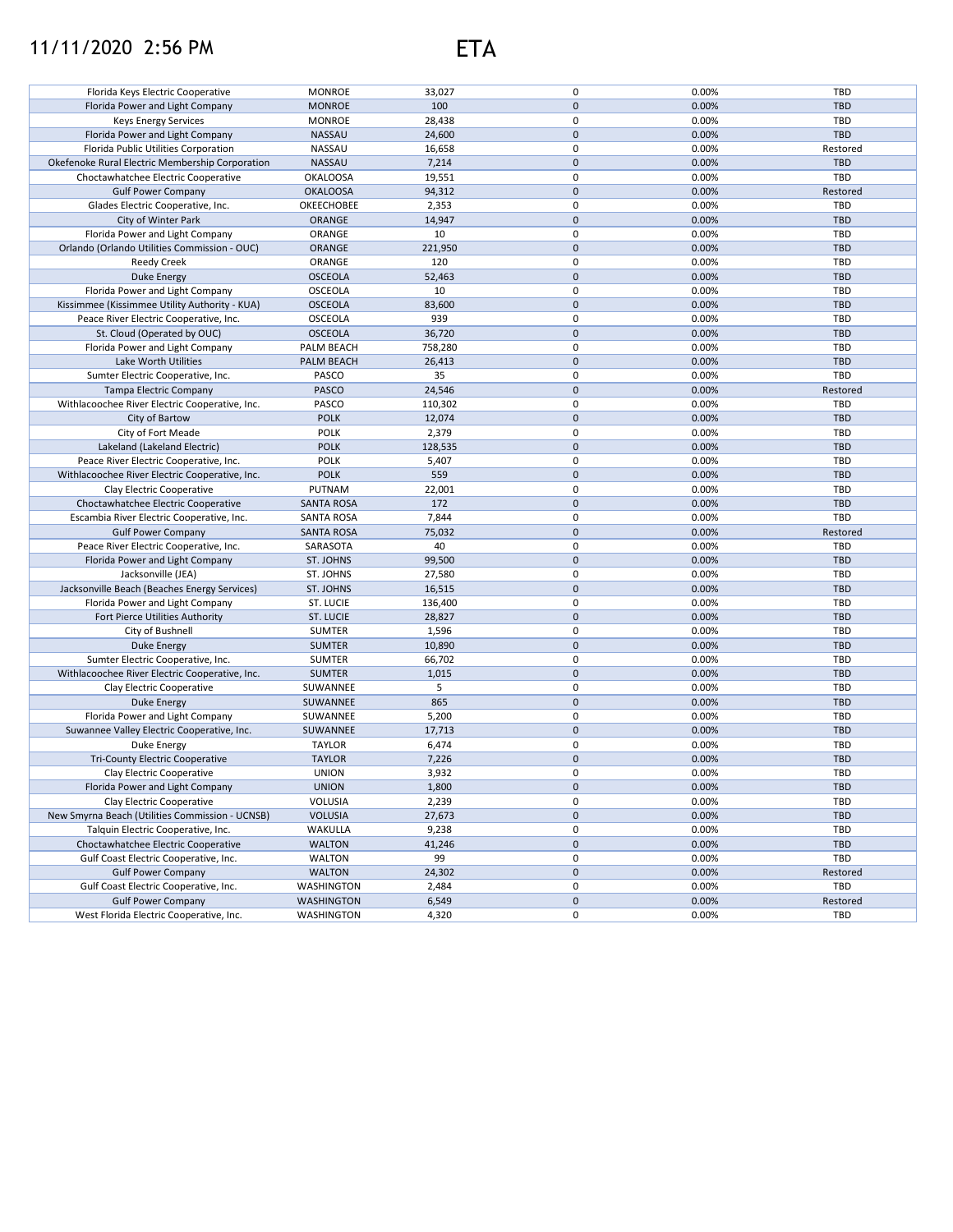| | | | | | |
|---|---|---|---|---|---|
| Florida Keys Electric Cooperative | MONROE | 33,027 | 0 | 0.00% | TBD |
| Florida Power and Light Company | MONROE | 100 | 0 | 0.00% | TBD |
| Keys Energy Services | MONROE | 28,438 | 0 | 0.00% | TBD |
| Florida Power and Light Company | NASSAU | 24,600 | 0 | 0.00% | TBD |
| Florida Public Utilities Corporation | NASSAU | 16,658 | 0 | 0.00% | Restored |
| Okefenoke Rural Electric Membership Corporation | NASSAU | 7,214 | 0 | 0.00% | TBD |
| Choctawhatchee Electric Cooperative | OKALOOSA | 19,551 | 0 | 0.00% | TBD |
| Gulf Power Company | OKALOOSA | 94,312 | 0 | 0.00% | Restored |
| Glades Electric Cooperative, Inc. | OKEECHOBEE | 2,353 | 0 | 0.00% | TBD |
| City of Winter Park | ORANGE | 14,947 | 0 | 0.00% | TBD |
| Florida Power and Light Company | ORANGE | 10 | 0 | 0.00% | TBD |
| Orlando (Orlando Utilities Commission - OUC) | ORANGE | 221,950 | 0 | 0.00% | TBD |
| Reedy Creek | ORANGE | 120 | 0 | 0.00% | TBD |
| Duke Energy | OSCEOLA | 52,463 | 0 | 0.00% | TBD |
| Florida Power and Light Company | OSCEOLA | 10 | 0 | 0.00% | TBD |
| Kissimmee (Kissimmee Utility Authority - KUA) | OSCEOLA | 83,600 | 0 | 0.00% | TBD |
| Peace River Electric Cooperative, Inc. | OSCEOLA | 939 | 0 | 0.00% | TBD |
| St. Cloud (Operated by OUC) | OSCEOLA | 36,720 | 0 | 0.00% | TBD |
| Florida Power and Light Company | PALM BEACH | 758,280 | 0 | 0.00% | TBD |
| Lake Worth Utilities | PALM BEACH | 26,413 | 0 | 0.00% | TBD |
| Sumter Electric Cooperative, Inc. | PASCO | 35 | 0 | 0.00% | TBD |
| Tampa Electric Company | PASCO | 24,546 | 0 | 0.00% | Restored |
| Withlacoochee River Electric Cooperative, Inc. | PASCO | 110,302 | 0 | 0.00% | TBD |
| City of Bartow | POLK | 12,074 | 0 | 0.00% | TBD |
| City of Fort Meade | POLK | 2,379 | 0 | 0.00% | TBD |
| Lakeland (Lakeland Electric) | POLK | 128,535 | 0 | 0.00% | TBD |
| Peace River Electric Cooperative, Inc. | POLK | 5,407 | 0 | 0.00% | TBD |
| Withlacoochee River Electric Cooperative, Inc. | POLK | 559 | 0 | 0.00% | TBD |
| Clay Electric Cooperative | PUTNAM | 22,001 | 0 | 0.00% | TBD |
| Choctawhatchee Electric Cooperative | SANTA ROSA | 172 | 0 | 0.00% | TBD |
| Escambia River Electric Cooperative, Inc. | SANTA ROSA | 7,844 | 0 | 0.00% | TBD |
| Gulf Power Company | SANTA ROSA | 75,032 | 0 | 0.00% | Restored |
| Peace River Electric Cooperative, Inc. | SARASOTA | 40 | 0 | 0.00% | TBD |
| Florida Power and Light Company | ST. JOHNS | 99,500 | 0 | 0.00% | TBD |
| Jacksonville (JEA) | ST. JOHNS | 27,580 | 0 | 0.00% | TBD |
| Jacksonville Beach (Beaches Energy Services) | ST. JOHNS | 16,515 | 0 | 0.00% | TBD |
| Florida Power and Light Company | ST. LUCIE | 136,400 | 0 | 0.00% | TBD |
| Fort Pierce Utilities Authority | ST. LUCIE | 28,827 | 0 | 0.00% | TBD |
| City of Bushnell | SUMTER | 1,596 | 0 | 0.00% | TBD |
| Duke Energy | SUMTER | 10,890 | 0 | 0.00% | TBD |
| Sumter Electric Cooperative, Inc. | SUMTER | 66,702 | 0 | 0.00% | TBD |
| Withlacoochee River Electric Cooperative, Inc. | SUMTER | 1,015 | 0 | 0.00% | TBD |
| Clay Electric Cooperative | SUWANNEE | 5 | 0 | 0.00% | TBD |
| Duke Energy | SUWANNEE | 865 | 0 | 0.00% | TBD |
| Florida Power and Light Company | SUWANNEE | 5,200 | 0 | 0.00% | TBD |
| Suwannee Valley Electric Cooperative, Inc. | SUWANNEE | 17,713 | 0 | 0.00% | TBD |
| Duke Energy | TAYLOR | 6,474 | 0 | 0.00% | TBD |
| Tri-County Electric Cooperative | TAYLOR | 7,226 | 0 | 0.00% | TBD |
| Clay Electric Cooperative | UNION | 3,932 | 0 | 0.00% | TBD |
| Florida Power and Light Company | UNION | 1,800 | 0 | 0.00% | TBD |
| Clay Electric Cooperative | VOLUSIA | 2,239 | 0 | 0.00% | TBD |
| New Smyrna Beach (Utilities Commission - UCNSB) | VOLUSIA | 27,673 | 0 | 0.00% | TBD |
| Talquin Electric Cooperative, Inc. | WAKULLA | 9,238 | 0 | 0.00% | TBD |
| Choctawhatchee Electric Cooperative | WALTON | 41,246 | 0 | 0.00% | TBD |
| Gulf Coast Electric Cooperative, Inc. | WALTON | 99 | 0 | 0.00% | TBD |
| Gulf Power Company | WALTON | 24,302 | 0 | 0.00% | Restored |
| Gulf Coast Electric Cooperative, Inc. | WASHINGTON | 2,484 | 0 | 0.00% | TBD |
| Gulf Power Company | WASHINGTON | 6,549 | 0 | 0.00% | Restored |
| West Florida Electric Cooperative, Inc. | WASHINGTON | 4,320 | 0 | 0.00% | TBD |